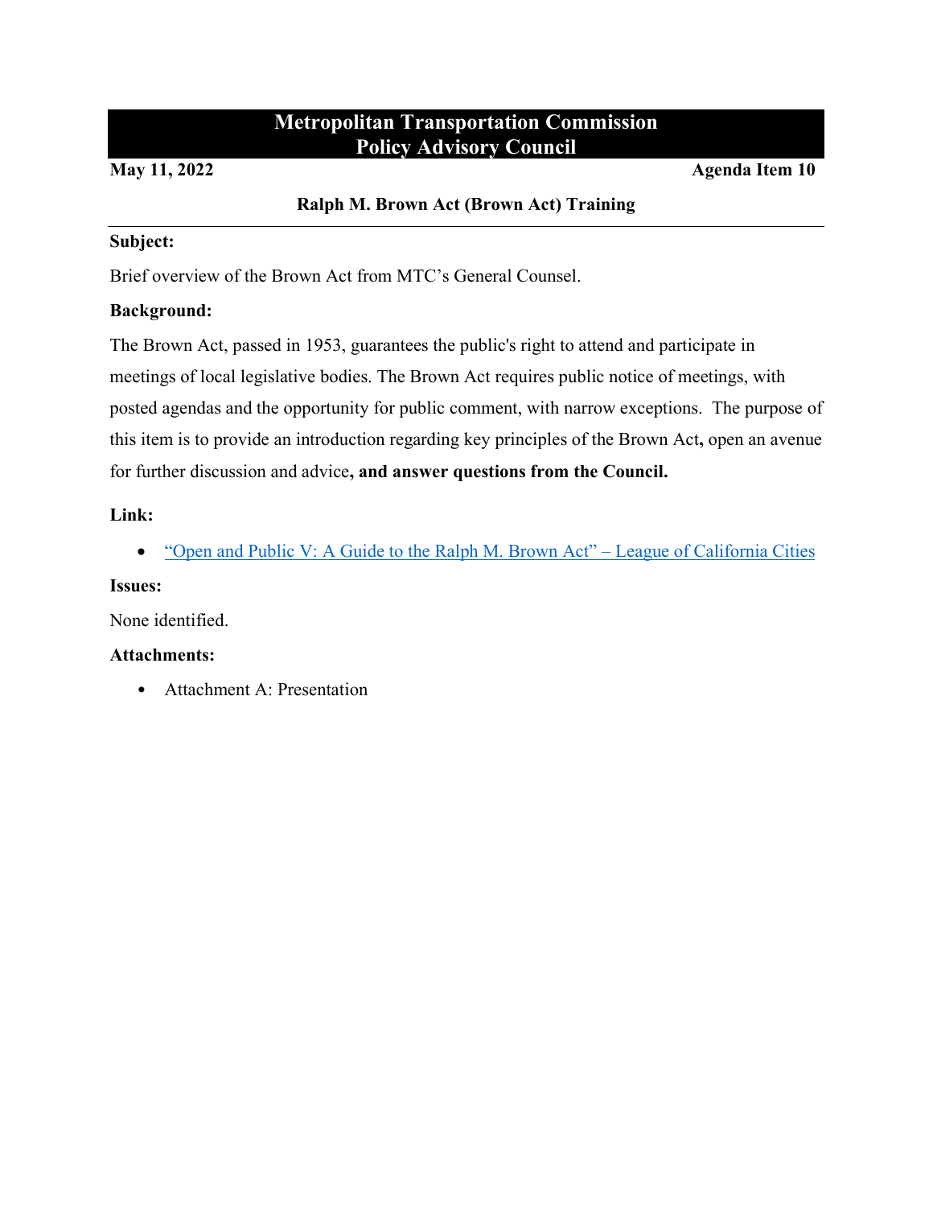# Metropolitan Transportation Commission
# Policy Advisory Council

**May 11, 2022** **Agenda Item 10**

**Ralph M. Brown Act (Brown Act) Training**

---

**Subject:**

Brief overview of the Brown Act from MTC's General Counsel.

**Background:**

The Brown Act, passed in 1953, guarantees the public's right to attend and participate in meetings of local legislative bodies. The Brown Act requires public notice of meetings, with posted agendas and the opportunity for public comment, with narrow exceptions. The purpose of this item is to provide an introduction regarding key principles of the Brown Act**,** open an avenue for further discussion and advice**, and answer questions from the Council.**

**Link:**

- "Open and Public V: A Guide to the Ralph M. Brown Act" – League of California Cities

**Issues:**

None identified.

**Attachments:**

- Attachment A: Presentation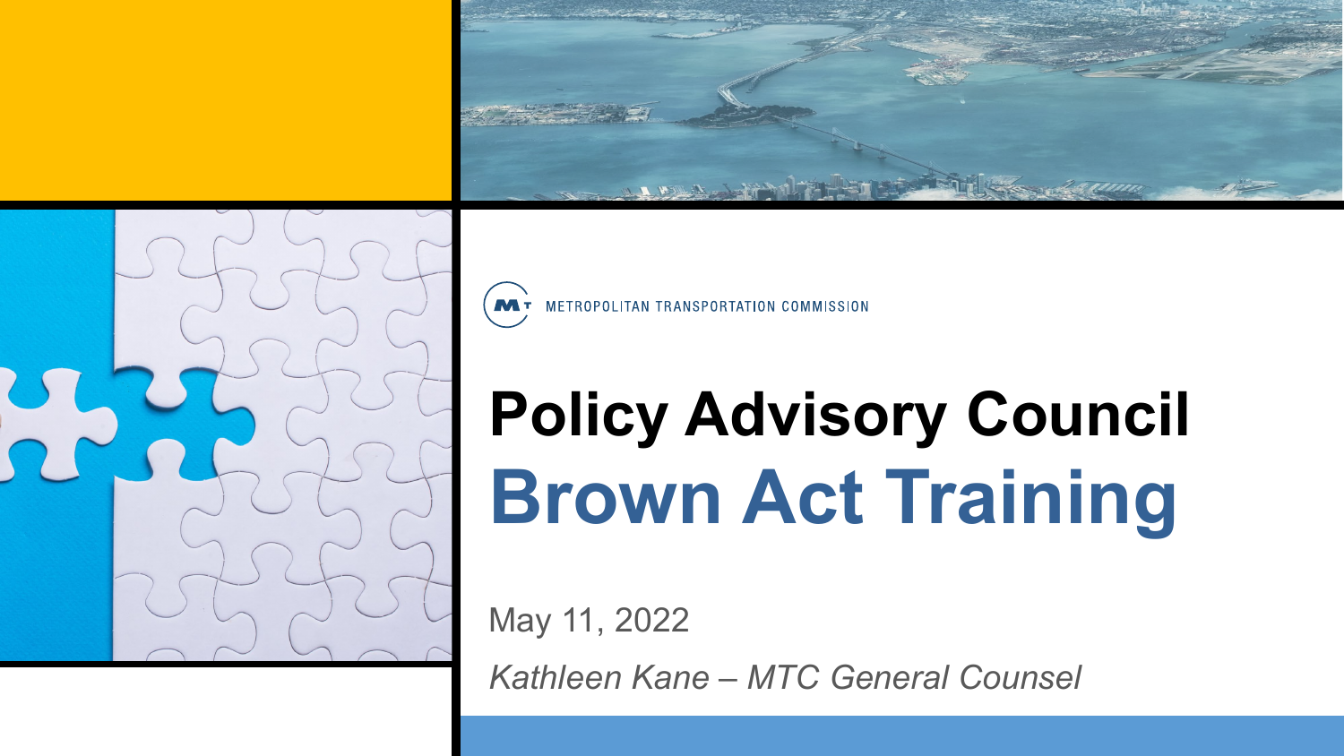METROPOLITAN TRANSPORTATION COMMISSION

# Policy Advisory Council
# Brown Act Training

May 11, 2022

*Kathleen Kane – MTC General Counsel*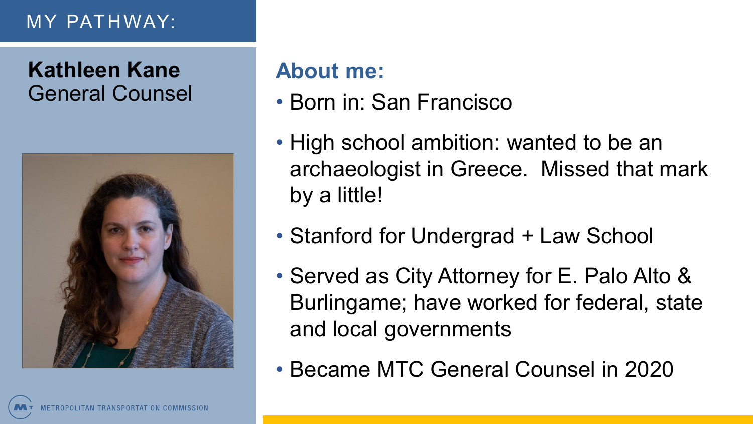# MY PATHWAY:

**Kathleen Kane**
General Counsel

## About me:

- Born in: San Francisco
- High school ambition: wanted to be an archaeologist in Greece. Missed that mark by a little!
- Stanford for Undergrad + Law School
- Served as City Attorney for E. Palo Alto & Burlingame; have worked for federal, state and local governments
- Became MTC General Counsel in 2020

METROPOLITAN TRANSPORTATION COMMISSION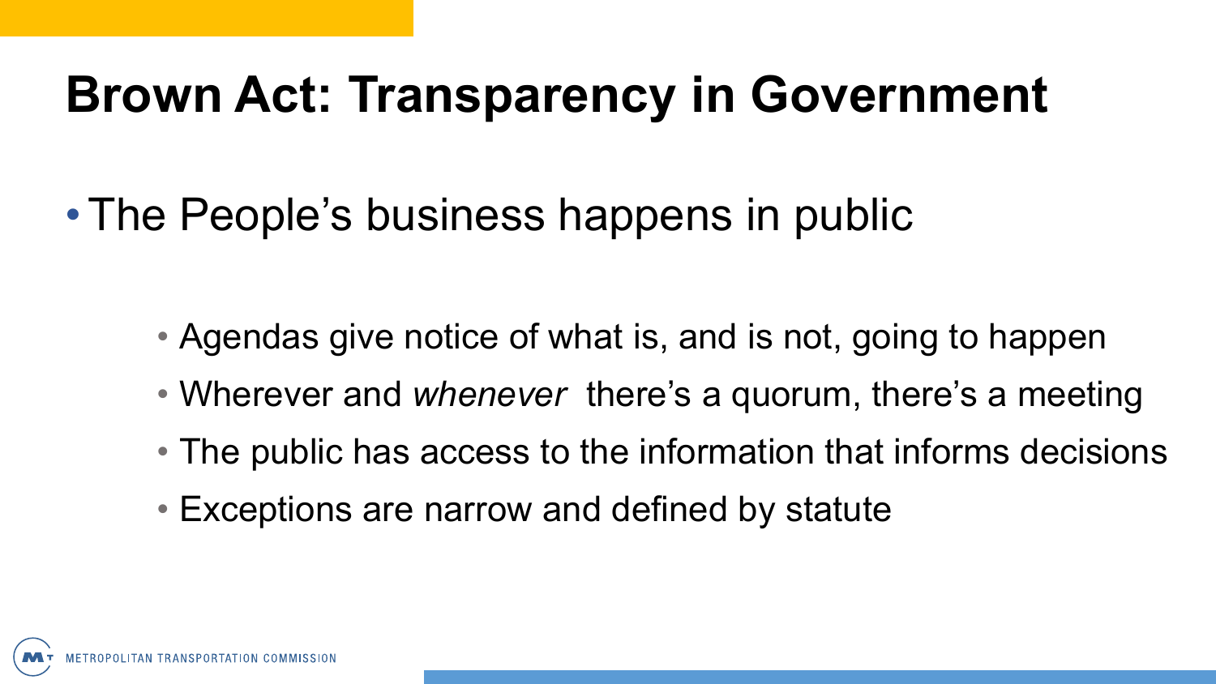# Brown Act: Transparency in Government

- The People's business happens in public
  - Agendas give notice of what is, and is not, going to happen
  - Wherever and *whenever* there's a quorum, there's a meeting
  - The public has access to the information that informs decisions
  - Exceptions are narrow and defined by statute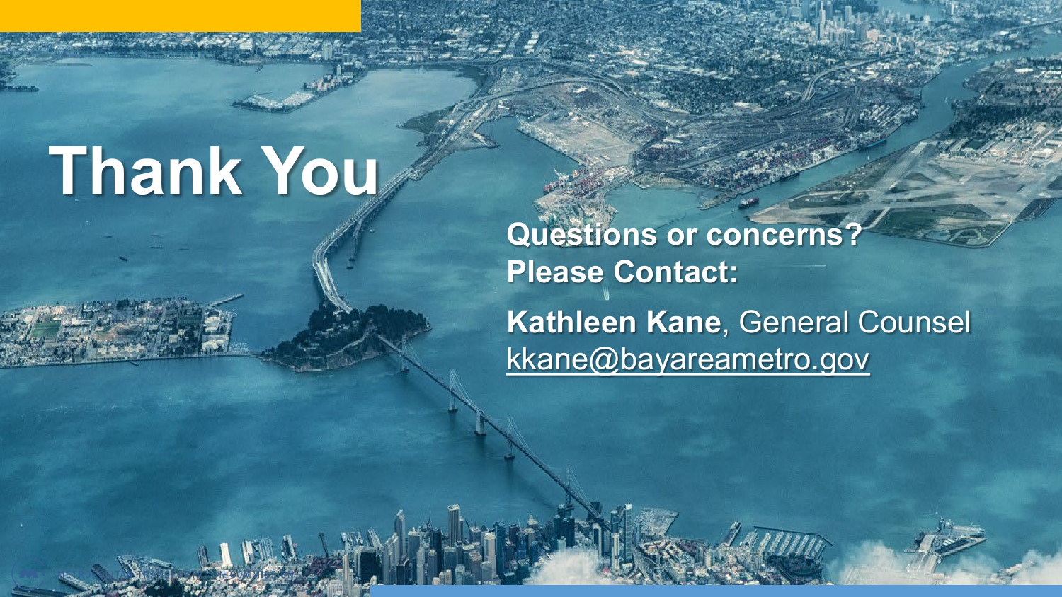# Thank You

**Questions or concerns?**
**Please Contact:**

**Kathleen Kane**, General Counsel
kkane@bayareametro.gov